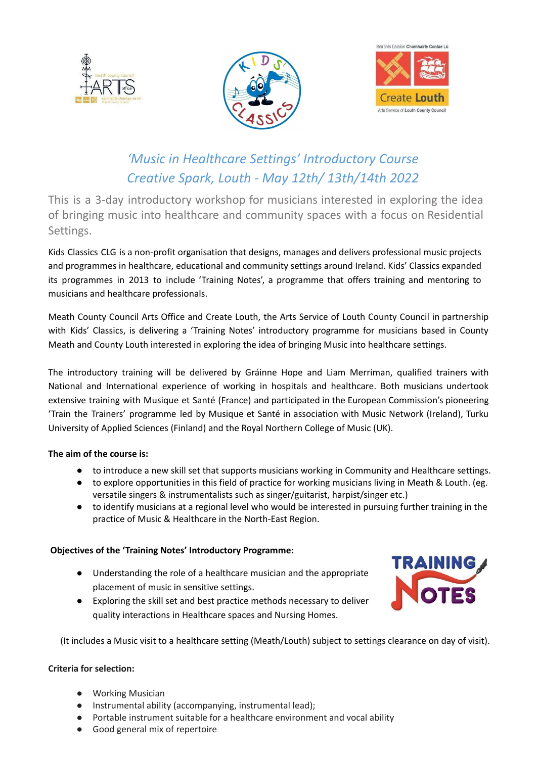# *'Music in Healthcare Settings' Introductory Course*
# *Creative Spark, Louth - May 12th/ 13th/14th 2022*

This is a 3-day introductory workshop for musicians interested in exploring the idea of bringing music into healthcare and community spaces with a focus on Residential Settings.

Kids Classics CLG is a non-profit organisation that designs, manages and delivers professional music projects and programmes in healthcare, educational and community settings around Ireland. Kids' Classics expanded its programmes in 2013 to include 'Training Notes', a programme that offers training and mentoring to musicians and healthcare professionals.

Meath County Council Arts Office and Create Louth, the Arts Service of Louth County Council in partnership with Kids' Classics, is delivering a 'Training Notes' introductory programme for musicians based in County Meath and County Louth interested in exploring the idea of bringing Music into healthcare settings.

The introductory training will be delivered by Gráinne Hope and Liam Merriman, qualified trainers with National and International experience of working in hospitals and healthcare. Both musicians undertook extensive training with Musique et Santé (France) and participated in the European Commission's pioneering 'Train the Trainers' programme led by Musique et Santé in association with Music Network (Ireland), Turku University of Applied Sciences (Finland) and the Royal Northern College of Music (UK).

**The aim of the course is:**

- to introduce a new skill set that supports musicians working in Community and Healthcare settings.
- to explore opportunities in this field of practice for working musicians living in Meath & Louth. (eg. versatile singers & instrumentalists such as singer/guitarist, harpist/singer etc.)
- to identify musicians at a regional level who would be interested in pursuing further training in the practice of Music & Healthcare in the North-East Region.

**Objectives of the 'Training Notes' Introductory Programme:**

- Understanding the role of a healthcare musician and the appropriate placement of music in sensitive settings.
- Exploring the skill set and best practice methods necessary to deliver quality interactions in Healthcare spaces and Nursing Homes.

(It includes a Music visit to a healthcare setting (Meath/Louth) subject to settings clearance on day of visit).

**Criteria for selection:**

- Working Musician
- Instrumental ability (accompanying, instrumental lead);
- Portable instrument suitable for a healthcare environment and vocal ability
- Good general mix of repertoire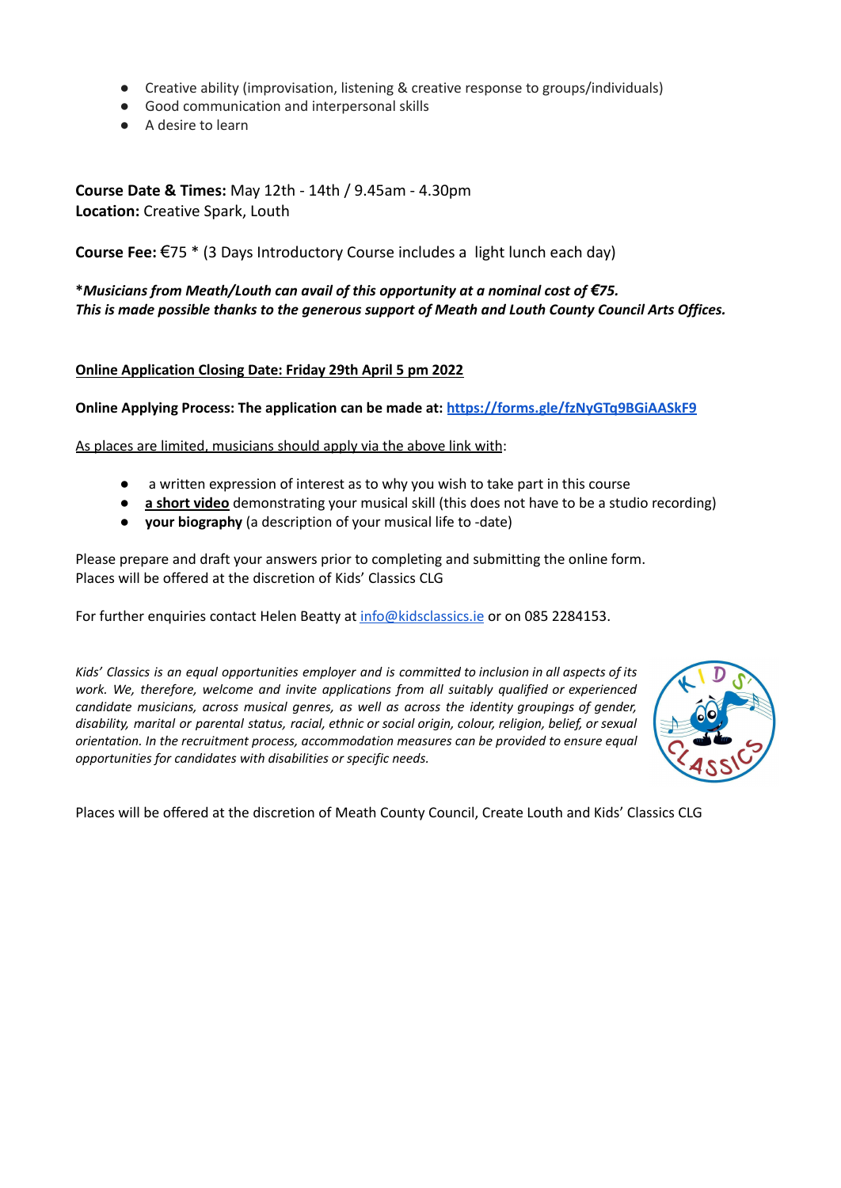- Creative ability (improvisation, listening & creative response to groups/individuals)
- Good communication and interpersonal skills
- A desire to learn

**Course Date & Times:** May 12th - 14th / 9.45am - 4.30pm
**Location:** Creative Spark, Louth

**Course Fee:** €75 * (3 Days Introductory Course includes a light lunch each day)

***Musicians from Meath/Louth can avail of this opportunity at a nominal cost of €75.***
***This is made possible thanks to the generous support of Meath and Louth County Council Arts Offices.***

**Online Application Closing Date: Friday 29th April 5 pm 2022**

**Online Applying Process: The application can be made at: [https://forms.gle/fzNyGTq9BGiAASkF9](https://forms.gle/fzNyGTq9BGiAASkF9)**

As places are limited, musicians should apply via the above link with:

- a written expression of interest as to why you wish to take part in this course
- **a short video** demonstrating your musical skill (this does not have to be a studio recording)
- **your biography** (a description of your musical life to -date)

Please prepare and draft your answers prior to completing and submitting the online form.
Places will be offered at the discretion of Kids' Classics CLG

For further enquiries contact Helen Beatty at [info@kidsclassics.ie](mailto:info@kidsclassics.ie) or on 085 2284153.

*Kids' Classics is an equal opportunities employer and is committed to inclusion in all aspects of its work. We, therefore, welcome and invite applications from all suitably qualified or experienced candidate musicians, across musical genres, as well as across the identity groupings of gender, disability, marital or parental status, racial, ethnic or social origin, colour, religion, belief, or sexual orientation. In the recruitment process, accommodation measures can be provided to ensure equal opportunities for candidates with disabilities or specific needs.*

Places will be offered at the discretion of Meath County Council, Create Louth and Kids' Classics CLG